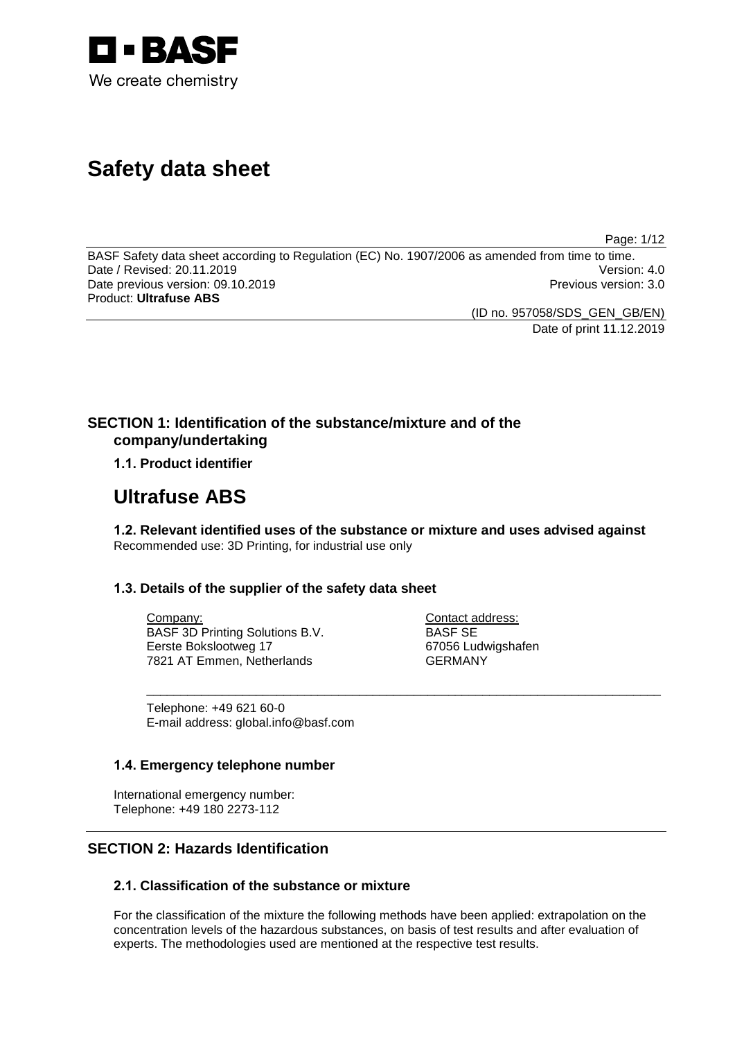# Safety data sheet

BASF Safety data sheet according to Regulation (EC) No. 1907/2006 as amended from time to time.
Date / Revised: 20.11.2019 Version: 4.0
Date previous version: 09.10.2019 Previous version: 3.0
Product: **Ultrafuse ABS**

(ID no. 957058/SDS_GEN_GB/EN)
Date of print 11.12.2019

## SECTION 1: Identification of the substance/mixture and of the company/undertaking

### 1.1. Product identifier

# Ultrafuse ABS

### 1.2. Relevant identified uses of the substance or mixture and uses advised against

Recommended use: 3D Printing, for industrial use only

### 1.3. Details of the supplier of the safety data sheet

Company:
BASF 3D Printing Solutions B.V.
Eerste Bokslootweg 17
7821 AT Emmen, Netherlands

Contact address:
BASF SE
67056 Ludwigshafen
GERMANY

Telephone: +49 621 60-0
E-mail address: global.info@basf.com

### 1.4. Emergency telephone number

International emergency number:
Telephone: +49 180 2273-112

## SECTION 2: Hazards Identification

### 2.1. Classification of the substance or mixture

For the classification of the mixture the following methods have been applied: extrapolation on the concentration levels of the hazardous substances, on basis of test results and after evaluation of experts. The methodologies used are mentioned at the respective test results.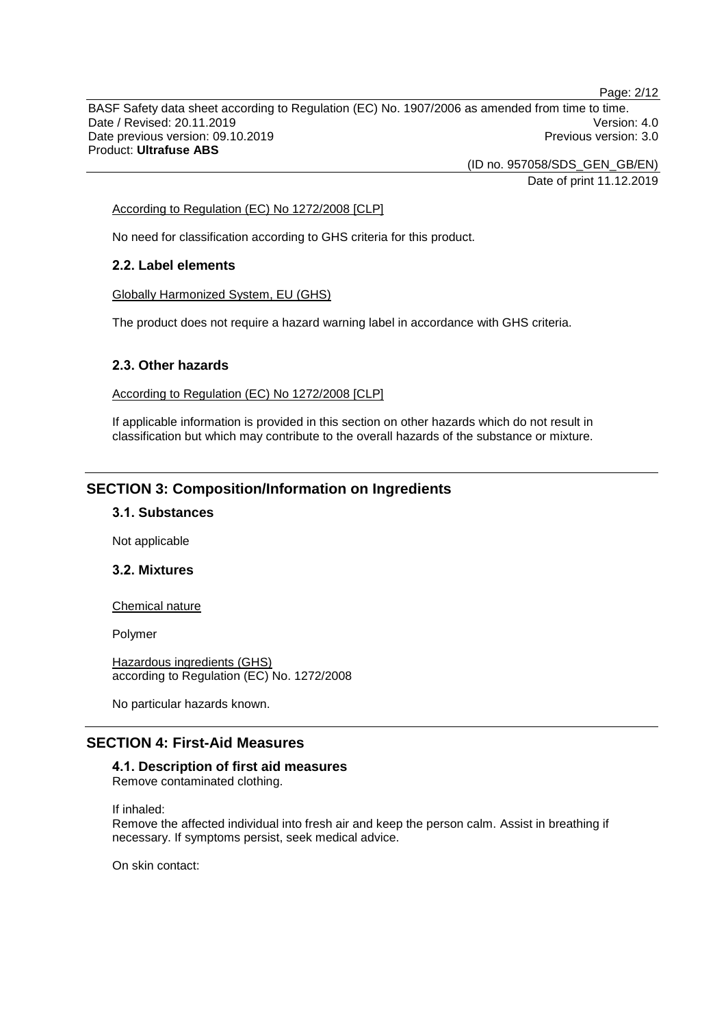According to Regulation (EC) No 1272/2008 [CLP]

No need for classification according to GHS criteria for this product.

### 2.2. Label elements

Globally Harmonized System, EU (GHS)

The product does not require a hazard warning label in accordance with GHS criteria.

### 2.3. Other hazards

According to Regulation (EC) No 1272/2008 [CLP]

If applicable information is provided in this section on other hazards which do not result in classification but which may contribute to the overall hazards of the substance or mixture.

## SECTION 3: Composition/Information on Ingredients

### 3.1. Substances

Not applicable

### 3.2. Mixtures

Chemical nature

Polymer

Hazardous ingredients (GHS)
according to Regulation (EC) No. 1272/2008

No particular hazards known.

## SECTION 4: First-Aid Measures

### 4.1. Description of first aid measures

Remove contaminated clothing.

If inhaled:
Remove the affected individual into fresh air and keep the person calm. Assist in breathing if necessary. If symptoms persist, seek medical advice.

On skin contact: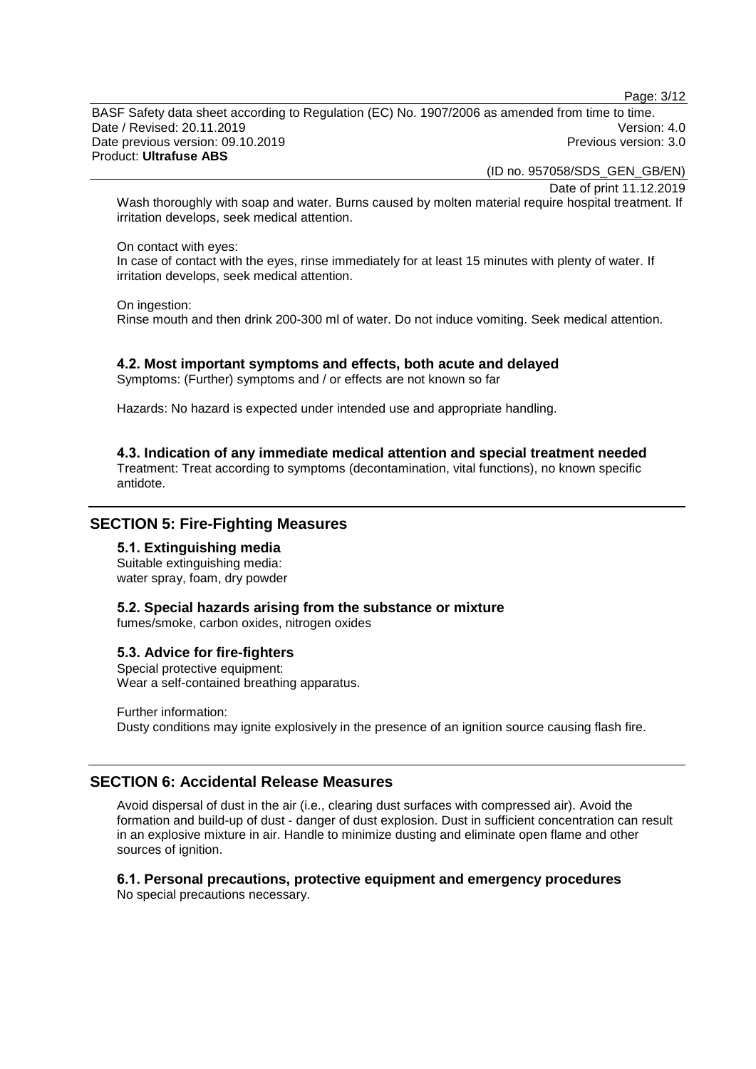Wash thoroughly with soap and water. Burns caused by molten material require hospital treatment. If irritation develops, seek medical attention.

On contact with eyes:
In case of contact with the eyes, rinse immediately for at least 15 minutes with plenty of water. If irritation develops, seek medical attention.

On ingestion:
Rinse mouth and then drink 200-300 ml of water. Do not induce vomiting. Seek medical attention.

### 4.2. Most important symptoms and effects, both acute and delayed

Symptoms: (Further) symptoms and / or effects are not known so far

Hazards: No hazard is expected under intended use and appropriate handling.

### 4.3. Indication of any immediate medical attention and special treatment needed

Treatment: Treat according to symptoms (decontamination, vital functions), no known specific antidote.

## SECTION 5: Fire-Fighting Measures

### 5.1. Extinguishing media

Suitable extinguishing media:
water spray, foam, dry powder

### 5.2. Special hazards arising from the substance or mixture

fumes/smoke, carbon oxides, nitrogen oxides

### 5.3. Advice for fire-fighters

Special protective equipment:
Wear a self-contained breathing apparatus.

Further information:
Dusty conditions may ignite explosively in the presence of an ignition source causing flash fire.

## SECTION 6: Accidental Release Measures

Avoid dispersal of dust in the air (i.e., clearing dust surfaces with compressed air). Avoid the formation and build-up of dust - danger of dust explosion. Dust in sufficient concentration can result in an explosive mixture in air. Handle to minimize dusting and eliminate open flame and other sources of ignition.

### 6.1. Personal precautions, protective equipment and emergency procedures

No special precautions necessary.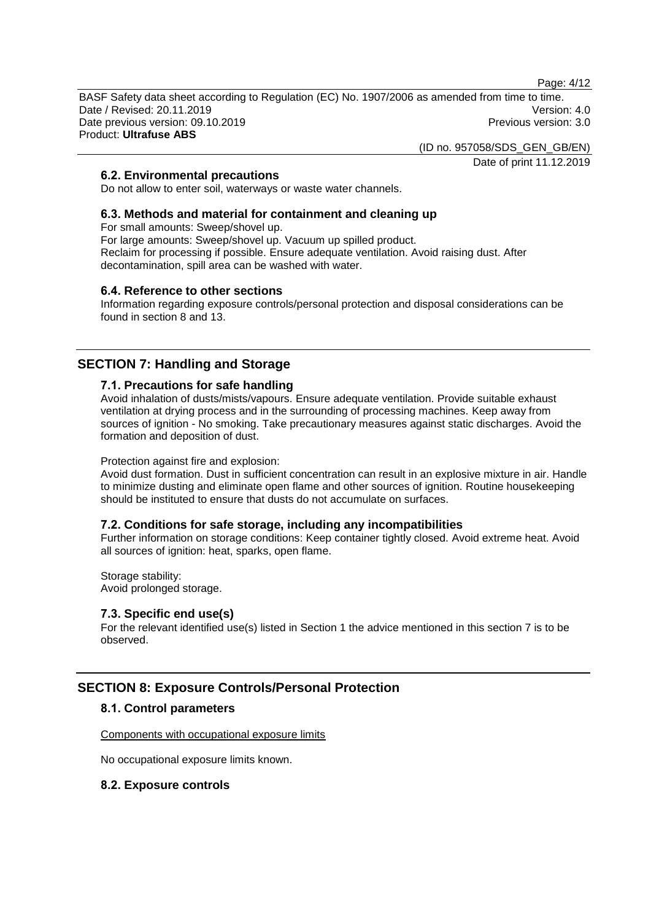### 6.2. Environmental precautions

Do not allow to enter soil, waterways or waste water channels.

### 6.3. Methods and material for containment and cleaning up

For small amounts: Sweep/shovel up.
For large amounts: Sweep/shovel up. Vacuum up spilled product.
Reclaim for processing if possible. Ensure adequate ventilation. Avoid raising dust. After decontamination, spill area can be washed with water.

### 6.4. Reference to other sections

Information regarding exposure controls/personal protection and disposal considerations can be found in section 8 and 13.

## SECTION 7: Handling and Storage

### 7.1. Precautions for safe handling

Avoid inhalation of dusts/mists/vapours. Ensure adequate ventilation. Provide suitable exhaust ventilation at drying process and in the surrounding of processing machines. Keep away from sources of ignition - No smoking. Take precautionary measures against static discharges. Avoid the formation and deposition of dust.

Protection against fire and explosion:
Avoid dust formation. Dust in sufficient concentration can result in an explosive mixture in air. Handle to minimize dusting and eliminate open flame and other sources of ignition. Routine housekeeping should be instituted to ensure that dusts do not accumulate on surfaces.

### 7.2. Conditions for safe storage, including any incompatibilities

Further information on storage conditions: Keep container tightly closed. Avoid extreme heat. Avoid all sources of ignition: heat, sparks, open flame.

Storage stability:
Avoid prolonged storage.

### 7.3. Specific end use(s)

For the relevant identified use(s) listed in Section 1 the advice mentioned in this section 7 is to be observed.

## SECTION 8: Exposure Controls/Personal Protection

### 8.1. Control parameters

Components with occupational exposure limits

No occupational exposure limits known.

### 8.2. Exposure controls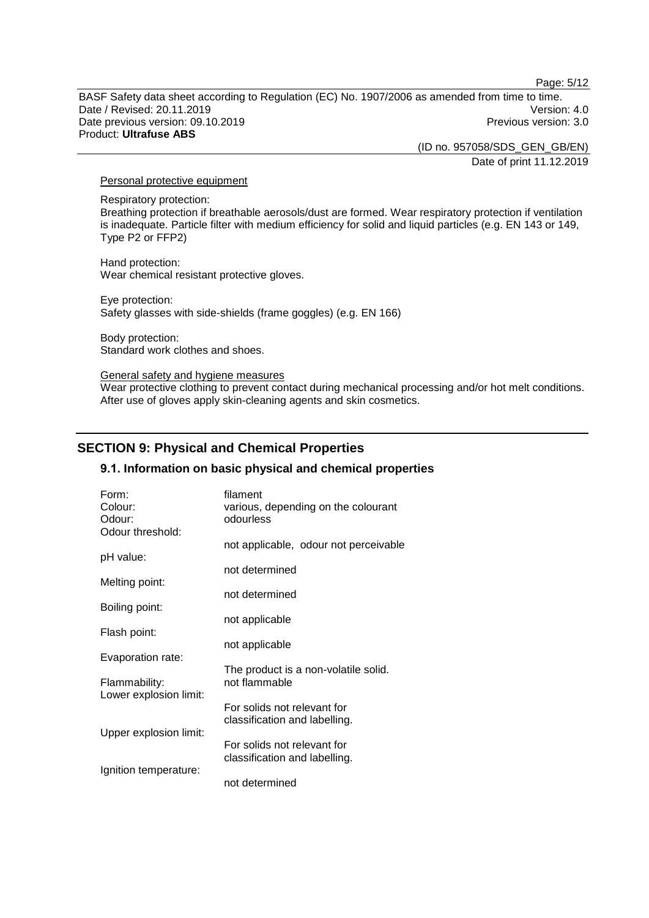Personal protective equipment

Respiratory protection:
Breathing protection if breathable aerosols/dust are formed. Wear respiratory protection if ventilation is inadequate. Particle filter with medium efficiency for solid and liquid particles (e.g. EN 143 or 149, Type P2 or FFP2)

Hand protection:
Wear chemical resistant protective gloves.

Eye protection:
Safety glasses with side-shields (frame goggles) (e.g. EN 166)

Body protection:
Standard work clothes and shoes.

General safety and hygiene measures
Wear protective clothing to prevent contact during mechanical processing and/or hot melt conditions. After use of gloves apply skin-cleaning agents and skin cosmetics.

## SECTION 9: Physical and Chemical Properties

### 9.1. Information on basic physical and chemical properties

| | |
|---|---|
| Form: | filament |
| Colour: | various, depending on the colourant |
| Odour: | odourless |
| Odour threshold: | not applicable, odour not perceivable |
| pH value: | not determined |
| Melting point: | not determined |
| Boiling point: | not applicable |
| Flash point: | not applicable |
| Evaporation rate: | The product is a non-volatile solid. |
| Flammability: | not flammable |
| Lower explosion limit: | For solids not relevant for classification and labelling. |
| Upper explosion limit: | For solids not relevant for classification and labelling. |
| Ignition temperature: | not determined |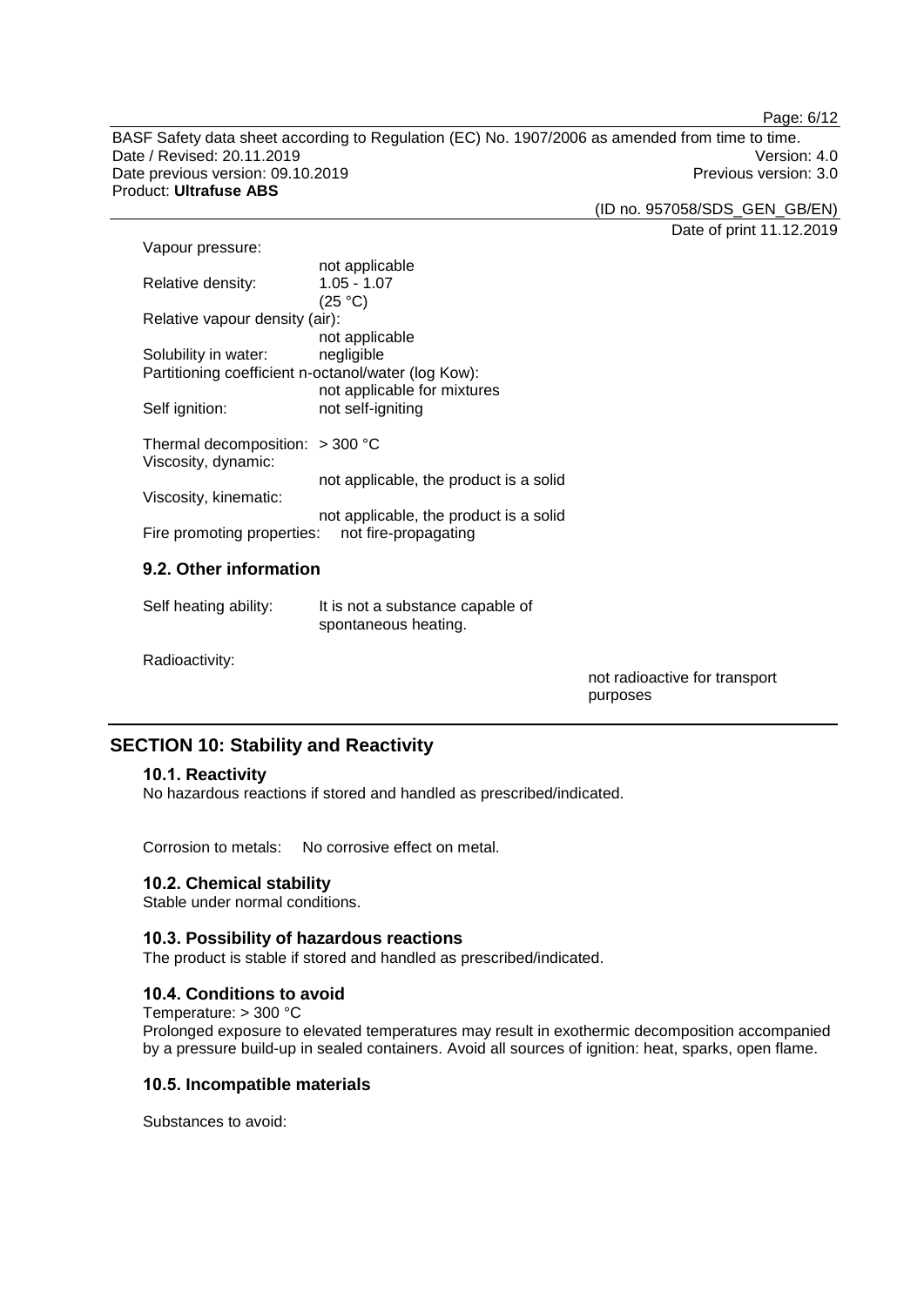Vapour pressure:
not applicable

Relative density: 1.05 - 1.07
(25 °C)

Relative vapour density (air):
not applicable

Solubility in water: negligible

Partitioning coefficient n-octanol/water (log Kow):
not applicable for mixtures

Self ignition: not self-igniting

Thermal decomposition: > 300 °C

Viscosity, dynamic:
not applicable, the product is a solid

Viscosity, kinematic:
not applicable, the product is a solid

Fire promoting properties: not fire-propagating

### 9.2. Other information

Self heating ability: It is not a substance capable of spontaneous heating.

Radioactivity:
not radioactive for transport purposes

## SECTION 10: Stability and Reactivity

### 10.1. Reactivity

No hazardous reactions if stored and handled as prescribed/indicated.

Corrosion to metals: No corrosive effect on metal.

### 10.2. Chemical stability

Stable under normal conditions.

### 10.3. Possibility of hazardous reactions

The product is stable if stored and handled as prescribed/indicated.

### 10.4. Conditions to avoid

Temperature: > 300 °C
Prolonged exposure to elevated temperatures may result in exothermic decomposition accompanied by a pressure build-up in sealed containers. Avoid all sources of ignition: heat, sparks, open flame.

### 10.5. Incompatible materials

Substances to avoid: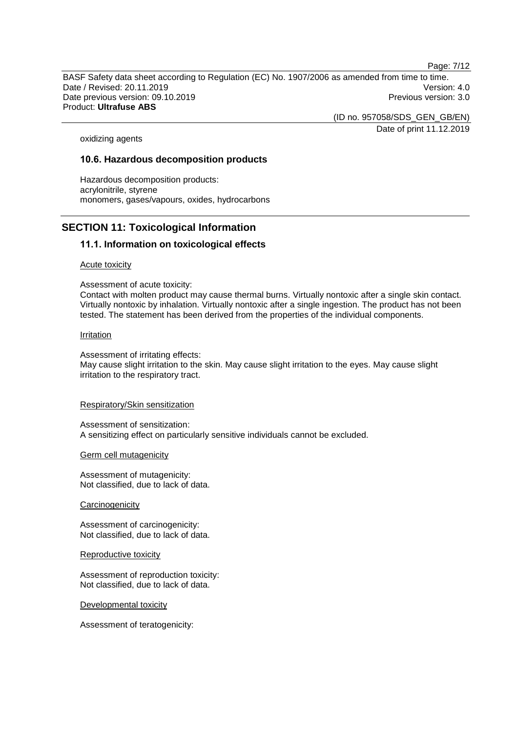oxidizing agents

### 10.6. Hazardous decomposition products

Hazardous decomposition products:
acrylonitrile, styrene
monomers, gases/vapours, oxides, hydrocarbons

## SECTION 11: Toxicological Information

### 11.1. Information on toxicological effects

Acute toxicity

Assessment of acute toxicity:
Contact with molten product may cause thermal burns. Virtually nontoxic after a single skin contact. Virtually nontoxic by inhalation. Virtually nontoxic after a single ingestion. The product has not been tested. The statement has been derived from the properties of the individual components.

Irritation

Assessment of irritating effects:
May cause slight irritation to the skin. May cause slight irritation to the eyes. May cause slight irritation to the respiratory tract.

Respiratory/Skin sensitization

Assessment of sensitization:
A sensitizing effect on particularly sensitive individuals cannot be excluded.

Germ cell mutagenicity

Assessment of mutagenicity:
Not classified, due to lack of data.

Carcinogenicity

Assessment of carcinogenicity:
Not classified, due to lack of data.

Reproductive toxicity

Assessment of reproduction toxicity:
Not classified, due to lack of data.

Developmental toxicity

Assessment of teratogenicity: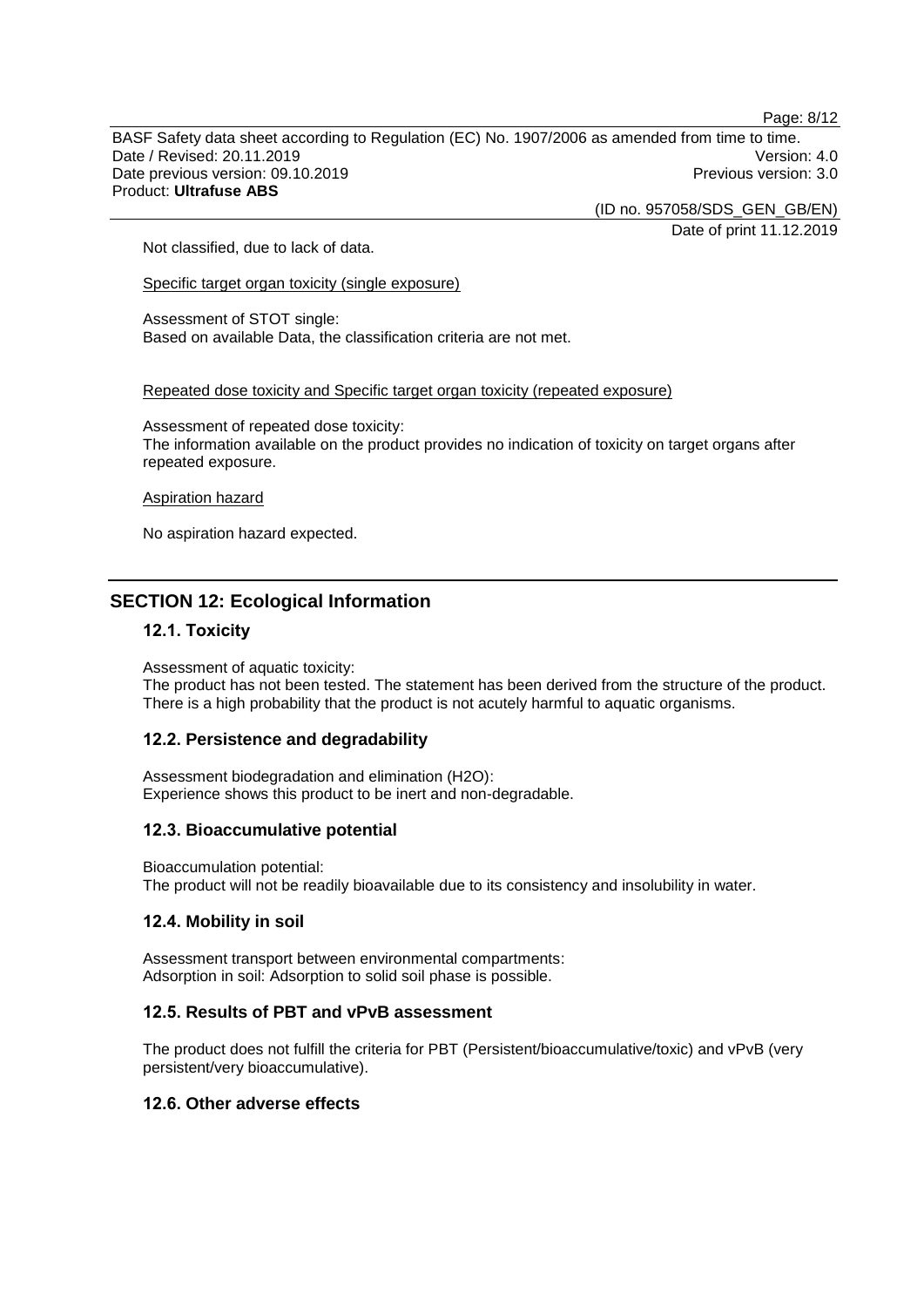Not classified, due to lack of data.

Specific target organ toxicity (single exposure)

Assessment of STOT single:
Based on available Data, the classification criteria are not met.

Repeated dose toxicity and Specific target organ toxicity (repeated exposure)

Assessment of repeated dose toxicity:
The information available on the product provides no indication of toxicity on target organs after repeated exposure.

Aspiration hazard

No aspiration hazard expected.

## SECTION 12: Ecological Information

### 12.1. Toxicity

Assessment of aquatic toxicity:
The product has not been tested. The statement has been derived from the structure of the product. There is a high probability that the product is not acutely harmful to aquatic organisms.

### 12.2. Persistence and degradability

Assessment biodegradation and elimination ($H_2O$):
Experience shows this product to be inert and non-degradable.

### 12.3. Bioaccumulative potential

Bioaccumulation potential:
The product will not be readily bioavailable due to its consistency and insolubility in water.

### 12.4. Mobility in soil

Assessment transport between environmental compartments:
Adsorption in soil: Adsorption to solid soil phase is possible.

### 12.5. Results of PBT and vPvB assessment

The product does not fulfill the criteria for PBT (Persistent/bioaccumulative/toxic) and vPvB (very persistent/very bioaccumulative).

### 12.6. Other adverse effects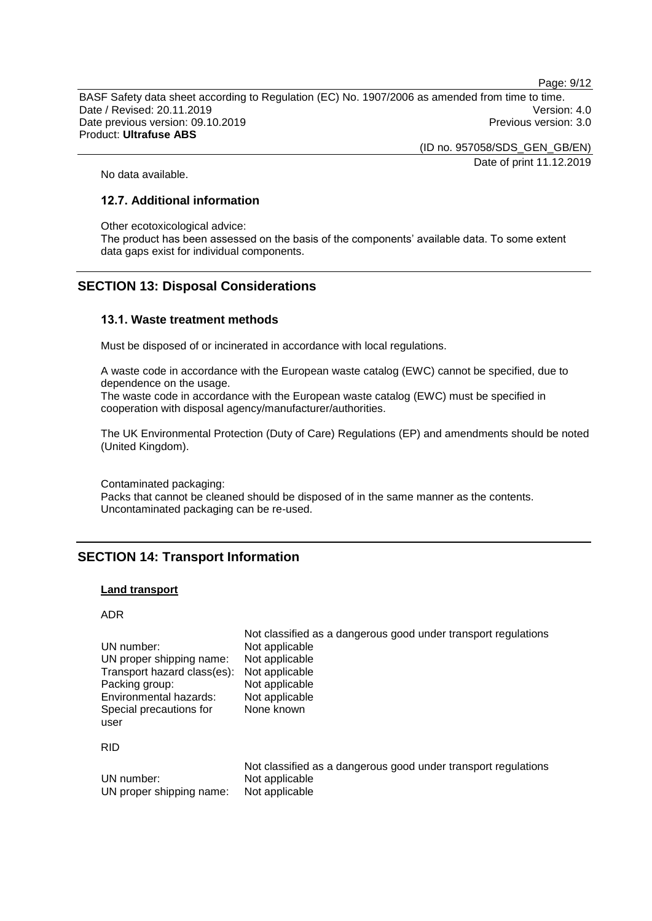No data available.

### 12.7. Additional information

Other ecotoxicological advice:
The product has been assessed on the basis of the components' available data. To some extent data gaps exist for individual components.

## SECTION 13: Disposal Considerations

### 13.1. Waste treatment methods

Must be disposed of or incinerated in accordance with local regulations.

A waste code in accordance with the European waste catalog (EWC) cannot be specified, due to dependence on the usage.
The waste code in accordance with the European waste catalog (EWC) must be specified in cooperation with disposal agency/manufacturer/authorities.

The UK Environmental Protection (Duty of Care) Regulations (EP) and amendments should be noted (United Kingdom).

Contaminated packaging:
Packs that cannot be cleaned should be disposed of in the same manner as the contents.
Uncontaminated packaging can be re-used.

## SECTION 14: Transport Information

**Land transport**

ADR

| | Not classified as a dangerous good under transport regulations |
|---|---|
| UN number: | Not applicable |
| UN proper shipping name: | Not applicable |
| Transport hazard class(es): | Not applicable |
| Packing group: | Not applicable |
| Environmental hazards: | Not applicable |
| Special precautions for user | None known |

RID

| | Not classified as a dangerous good under transport regulations |
|---|---|
| UN number: | Not applicable |
| UN proper shipping name: | Not applicable |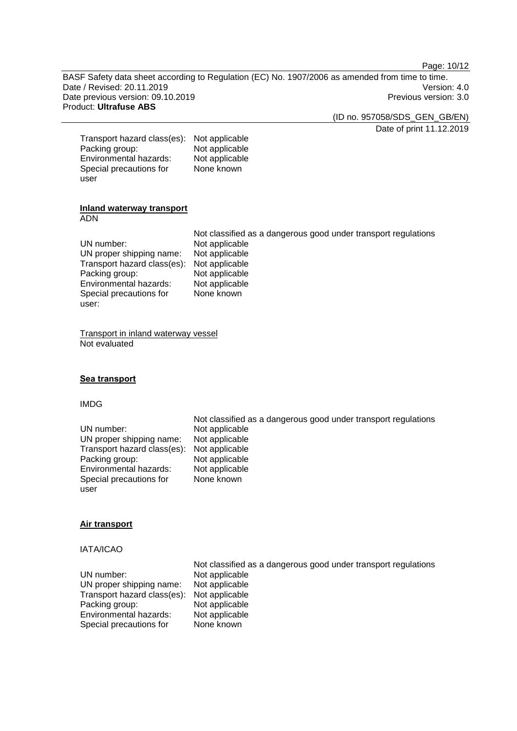Transport hazard class(es): Not applicable
Packing group: Not applicable
Environmental hazards: Not applicable
Special precautions for user: None known

**Inland waterway transport**

ADN

Not classified as a dangerous good under transport regulations

UN number: Not applicable
UN proper shipping name: Not applicable
Transport hazard class(es): Not applicable
Packing group: Not applicable
Environmental hazards: Not applicable
Special precautions for user: None known

Transport in inland waterway vessel

Not evaluated

**Sea transport**

IMDG

Not classified as a dangerous good under transport regulations

UN number: Not applicable
UN proper shipping name: Not applicable
Transport hazard class(es): Not applicable
Packing group: Not applicable
Environmental hazards: Not applicable
Special precautions for user: None known

**Air transport**

IATA/ICAO

Not classified as a dangerous good under transport regulations

UN number: Not applicable
UN proper shipping name: Not applicable
Transport hazard class(es): Not applicable
Packing group: Not applicable
Environmental hazards: Not applicable
Special precautions for: None known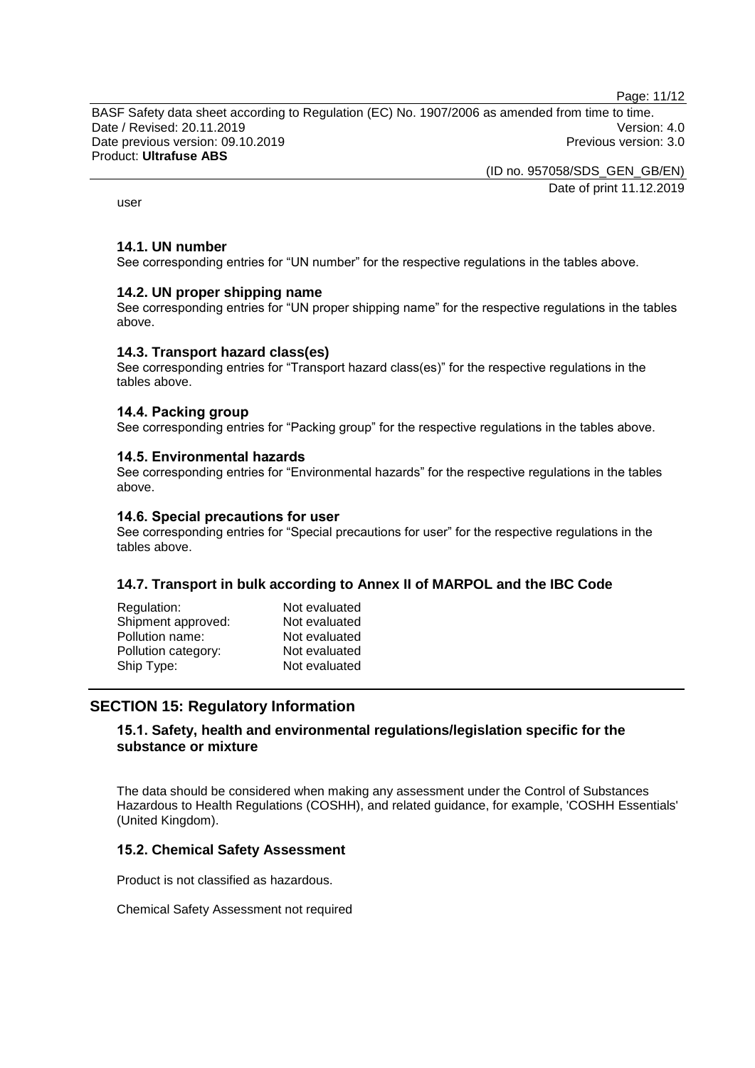user

### 14.1. UN number

See corresponding entries for “UN number” for the respective regulations in the tables above.

### 14.2. UN proper shipping name

See corresponding entries for “UN proper shipping name” for the respective regulations in the tables above.

### 14.3. Transport hazard class(es)

See corresponding entries for “Transport hazard class(es)” for the respective regulations in the tables above.

### 14.4. Packing group

See corresponding entries for “Packing group” for the respective regulations in the tables above.

### 14.5. Environmental hazards

See corresponding entries for “Environmental hazards” for the respective regulations in the tables above.

### 14.6. Special precautions for user

See corresponding entries for “Special precautions for user” for the respective regulations in the tables above.

### 14.7. Transport in bulk according to Annex II of MARPOL and the IBC Code

| | |
|---|---|
| Regulation: | Not evaluated |
| Shipment approved: | Not evaluated |
| Pollution name: | Not evaluated |
| Pollution category: | Not evaluated |
| Ship Type: | Not evaluated |

## SECTION 15: Regulatory Information

### 15.1. Safety, health and environmental regulations/legislation specific for the substance or mixture

The data should be considered when making any assessment under the Control of Substances Hazardous to Health Regulations (COSHH), and related guidance, for example, 'COSHH Essentials' (United Kingdom).

### 15.2. Chemical Safety Assessment

Product is not classified as hazardous.

Chemical Safety Assessment not required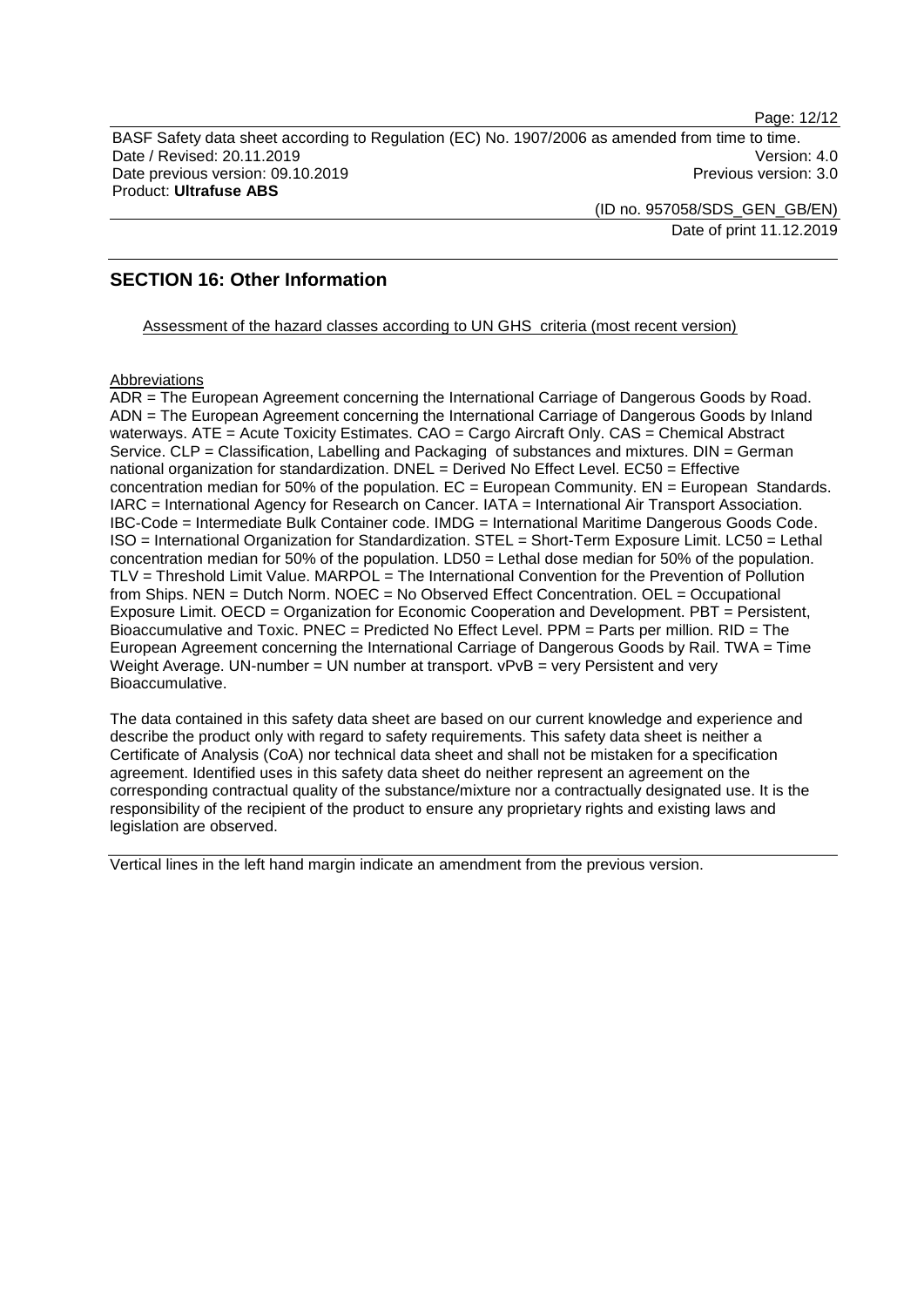## SECTION 16: Other Information

Assessment of the hazard classes according to UN GHS criteria (most recent version)

Abbreviations

ADR = The European Agreement concerning the International Carriage of Dangerous Goods by Road. ADN = The European Agreement concerning the International Carriage of Dangerous Goods by Inland waterways. ATE = Acute Toxicity Estimates. CAO = Cargo Aircraft Only. CAS = Chemical Abstract Service. CLP = Classification, Labelling and Packaging of substances and mixtures. DIN = German national organization for standardization. DNEL = Derived No Effect Level. EC50 = Effective concentration median for 50% of the population. EC = European Community. EN = European Standards. IARC = International Agency for Research on Cancer. IATA = International Air Transport Association. IBC-Code = Intermediate Bulk Container code. IMDG = International Maritime Dangerous Goods Code. ISO = International Organization for Standardization. STEL = Short-Term Exposure Limit. LC50 = Lethal concentration median for 50% of the population. LD50 = Lethal dose median for 50% of the population. TLV = Threshold Limit Value. MARPOL = The International Convention for the Prevention of Pollution from Ships. NEN = Dutch Norm. NOEC = No Observed Effect Concentration. OEL = Occupational Exposure Limit. OECD = Organization for Economic Cooperation and Development. PBT = Persistent, Bioaccumulative and Toxic. PNEC = Predicted No Effect Level. PPM = Parts per million. RID = The European Agreement concerning the International Carriage of Dangerous Goods by Rail. TWA = Time Weight Average. UN-number = UN number at transport. vPvB = very Persistent and very Bioaccumulative.

The data contained in this safety data sheet are based on our current knowledge and experience and describe the product only with regard to safety requirements. This safety data sheet is neither a Certificate of Analysis (CoA) nor technical data sheet and shall not be mistaken for a specification agreement. Identified uses in this safety data sheet do neither represent an agreement on the corresponding contractual quality of the substance/mixture nor a contractually designated use. It is the responsibility of the recipient of the product to ensure any proprietary rights and existing laws and legislation are observed.

Vertical lines in the left hand margin indicate an amendment from the previous version.